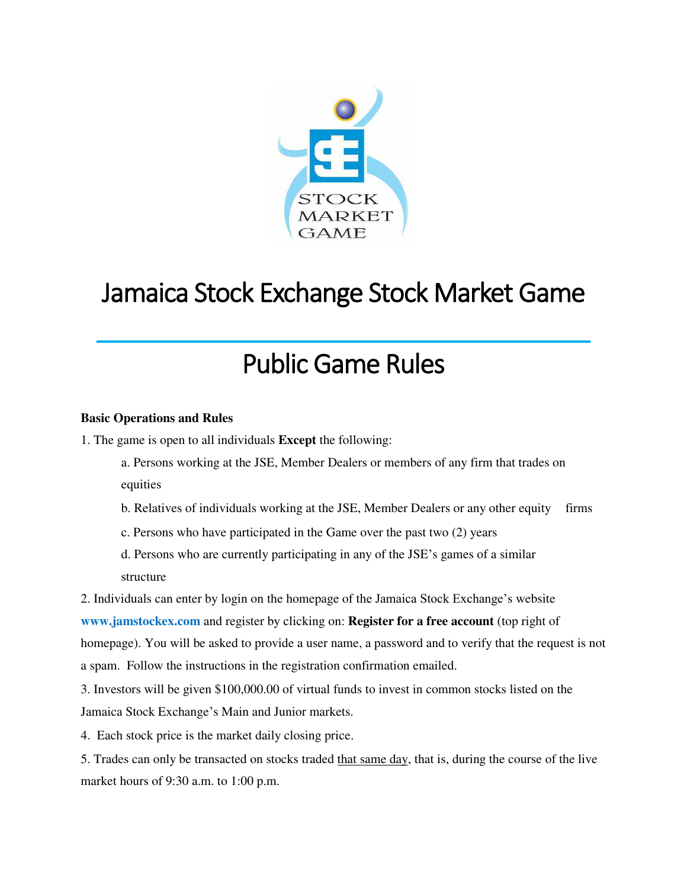# Jamaica Stock Exchange Stock Market Game

## Public Game Rules

**Basic Operations and Rules**

1. The game is open to all individuals **Except** the following:
   a. Persons working at the JSE, Member Dealers or members of any firm that trades on equities
   b. Relatives of individuals working at the JSE, Member Dealers or any other equity firms
   c. Persons who have participated in the Game over the past two (2) years
   d. Persons who are currently participating in any of the JSE's games of a similar structure
2. Individuals can enter by login on the homepage of the Jamaica Stock Exchange's website **www.jamstockex.com** and register by clicking on: **Register for a free account** (top right of homepage). You will be asked to provide a user name, a password and to verify that the request is not a spam. Follow the instructions in the registration confirmation emailed.
3. Investors will be given $100,000.00 of virtual funds to invest in common stocks listed on the Jamaica Stock Exchange's Main and Junior markets.
4. Each stock price is the market daily closing price.
5. Trades can only be transacted on stocks traded that same day, that is, during the course of the live market hours of 9:30 a.m. to 1:00 p.m.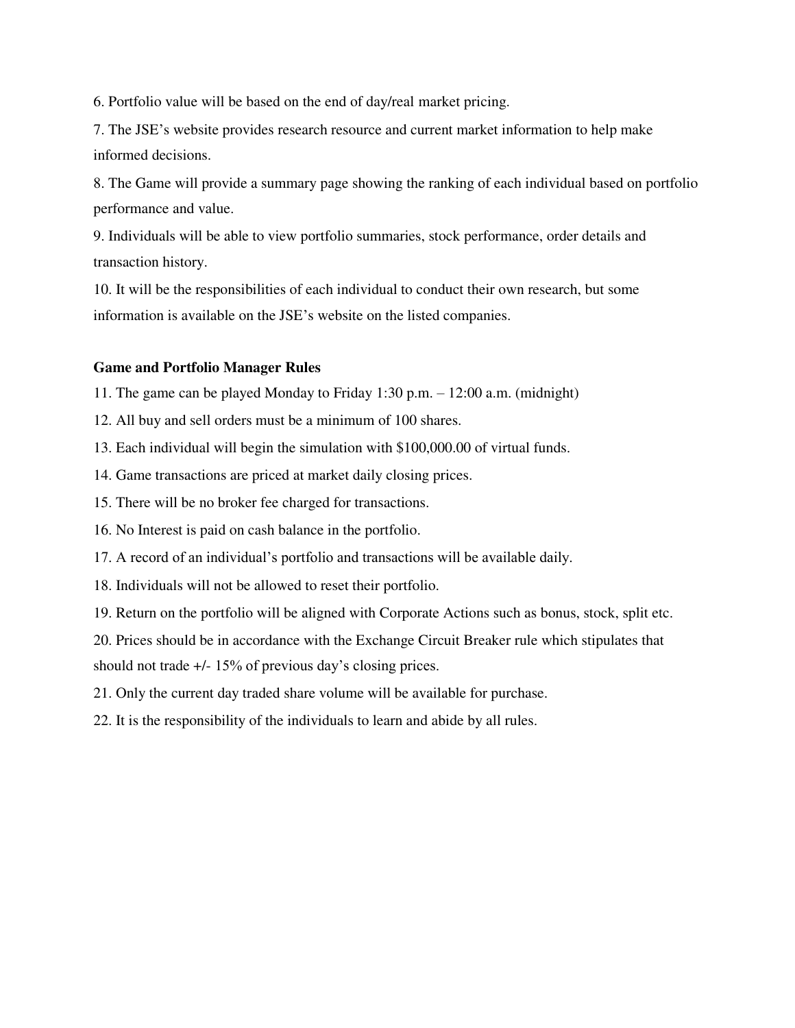6. Portfolio value will be based on the end of day/real market pricing.
7. The JSE's website provides research resource and current market information to help make informed decisions.
8. The Game will provide a summary page showing the ranking of each individual based on portfolio performance and value.
9. Individuals will be able to view portfolio summaries, stock performance, order details and transaction history.
10. It will be the responsibilities of each individual to conduct their own research, but some information is available on the JSE's website on the listed companies.

**Game and Portfolio Manager Rules**

11. The game can be played Monday to Friday 1:30 p.m. – 12:00 a.m. (midnight)
12. All buy and sell orders must be a minimum of 100 shares.
13. Each individual will begin the simulation with $100,000.00 of virtual funds.
14. Game transactions are priced at market daily closing prices.
15. There will be no broker fee charged for transactions.
16. No Interest is paid on cash balance in the portfolio.
17. A record of an individual's portfolio and transactions will be available daily.
18. Individuals will not be allowed to reset their portfolio.
19. Return on the portfolio will be aligned with Corporate Actions such as bonus, stock, split etc.
20. Prices should be in accordance with the Exchange Circuit Breaker rule which stipulates that should not trade +/- 15% of previous day's closing prices.
21. Only the current day traded share volume will be available for purchase.
22. It is the responsibility of the individuals to learn and abide by all rules.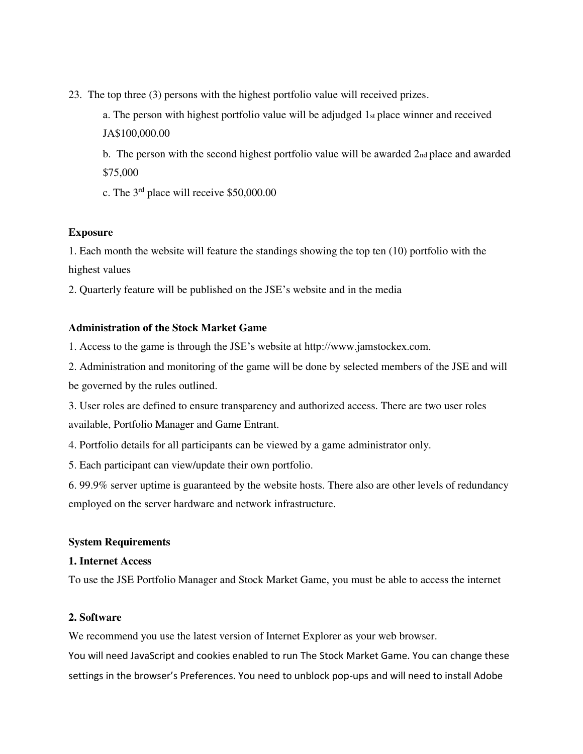23. The top three (3) persons with the highest portfolio value will received prizes.

    a. The person with highest portfolio value will be adjudged 1st place winner and received JA$100,000.00

    b. The person with the second highest portfolio value will be awarded 2nd place and awarded $75,000

    c. The 3rd place will receive $50,000.00

**Exposure**

1. Each month the website will feature the standings showing the top ten (10) portfolio with the highest values
2. Quarterly feature will be published on the JSE's website and in the media

**Administration of the Stock Market Game**

1. Access to the game is through the JSE's website at http://www.jamstockex.com.
2. Administration and monitoring of the game will be done by selected members of the JSE and will be governed by the rules outlined.
3. User roles are defined to ensure transparency and authorized access. There are two user roles available, Portfolio Manager and Game Entrant.
4. Portfolio details for all participants can be viewed by a game administrator only.
5. Each participant can view/update their own portfolio.
6. 99.9% server uptime is guaranteed by the website hosts. There also are other levels of redundancy employed on the server hardware and network infrastructure.

**System Requirements**

**1. Internet Access**

To use the JSE Portfolio Manager and Stock Market Game, you must be able to access the internet

**2. Software**

We recommend you use the latest version of Internet Explorer as your web browser.
You will need JavaScript and cookies enabled to run The Stock Market Game. You can change these settings in the browser's Preferences. You need to unblock pop-ups and will need to install Adobe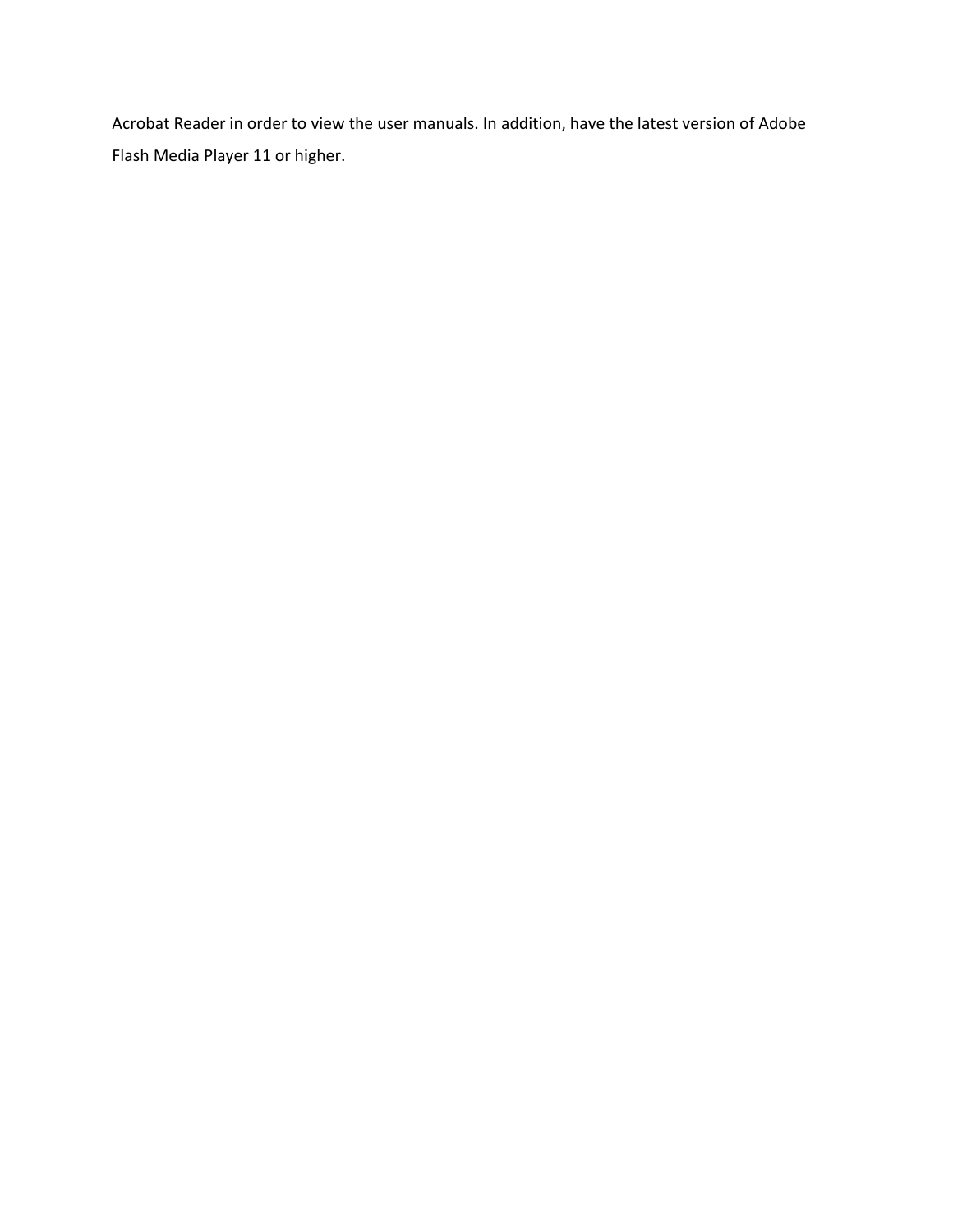Acrobat Reader in order to view the user manuals. In addition, have the latest version of Adobe Flash Media Player 11 or higher.